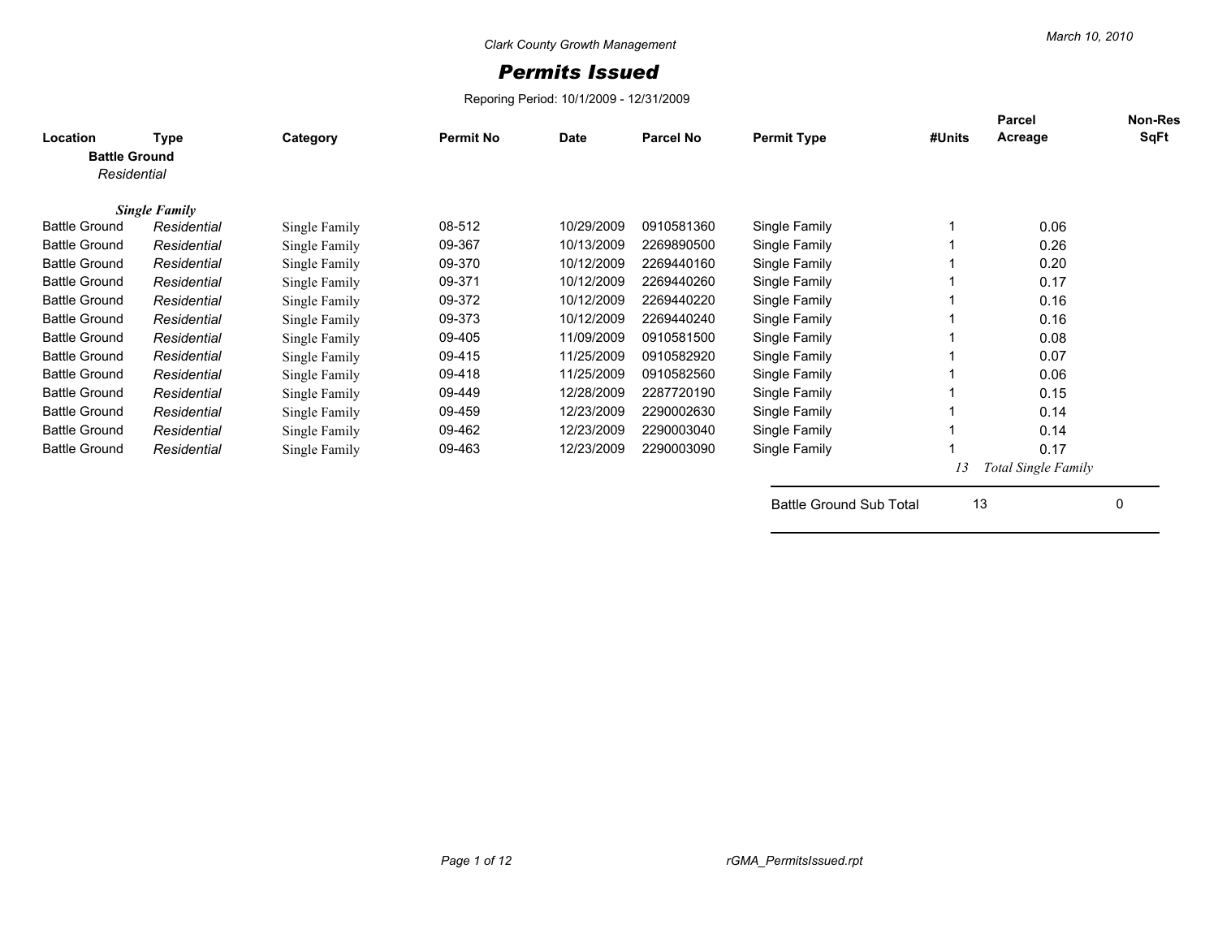Clark County Growth Management

# Permits Issued

Reporing Period: 10/1/2009 - 12/31/2009

March 10, 2010

| Location | Type | Category | Permit No | Date | Parcel No | Permit Type | #Units | Parcel Acreage | Non-Res SqFt |
|---|---|---|---|---|---|---|---|---|---|
| **Battle Ground** | | | | | | | | | |
| *Residential* | | | | | | | | | |
| ***Single Family*** | | | | | | | | | |
| Battle Ground | *Residential* | Single Family | 08-512 | 10/29/2009 | 0910581360 | Single Family | 1 | 0.06 | |
| Battle Ground | *Residential* | Single Family | 09-367 | 10/13/2009 | 2269890500 | Single Family | 1 | 0.26 | |
| Battle Ground | *Residential* | Single Family | 09-370 | 10/12/2009 | 2269440160 | Single Family | 1 | 0.20 | |
| Battle Ground | *Residential* | Single Family | 09-371 | 10/12/2009 | 2269440260 | Single Family | 1 | 0.17 | |
| Battle Ground | *Residential* | Single Family | 09-372 | 10/12/2009 | 2269440220 | Single Family | 1 | 0.16 | |
| Battle Ground | *Residential* | Single Family | 09-373 | 10/12/2009 | 2269440240 | Single Family | 1 | 0.16 | |
| Battle Ground | *Residential* | Single Family | 09-405 | 11/09/2009 | 0910581500 | Single Family | 1 | 0.08 | |
| Battle Ground | *Residential* | Single Family | 09-415 | 11/25/2009 | 0910582920 | Single Family | 1 | 0.07 | |
| Battle Ground | *Residential* | Single Family | 09-418 | 11/25/2009 | 0910582560 | Single Family | 1 | 0.06 | |
| Battle Ground | *Residential* | Single Family | 09-449 | 12/28/2009 | 2287720190 | Single Family | 1 | 0.15 | |
| Battle Ground | *Residential* | Single Family | 09-459 | 12/23/2009 | 2290002630 | Single Family | 1 | 0.14 | |
| Battle Ground | *Residential* | Single Family | 09-462 | 12/23/2009 | 2290003040 | Single Family | 1 | 0.14 | |
| Battle Ground | *Residential* | Single Family | 09-463 | 12/23/2009 | 2290003090 | Single Family | 1 | 0.17 | |
| | | | | | | | *13* | *Total Single Family* | |
| | | | | | | Battle Ground Sub Total | 13 | | 0 |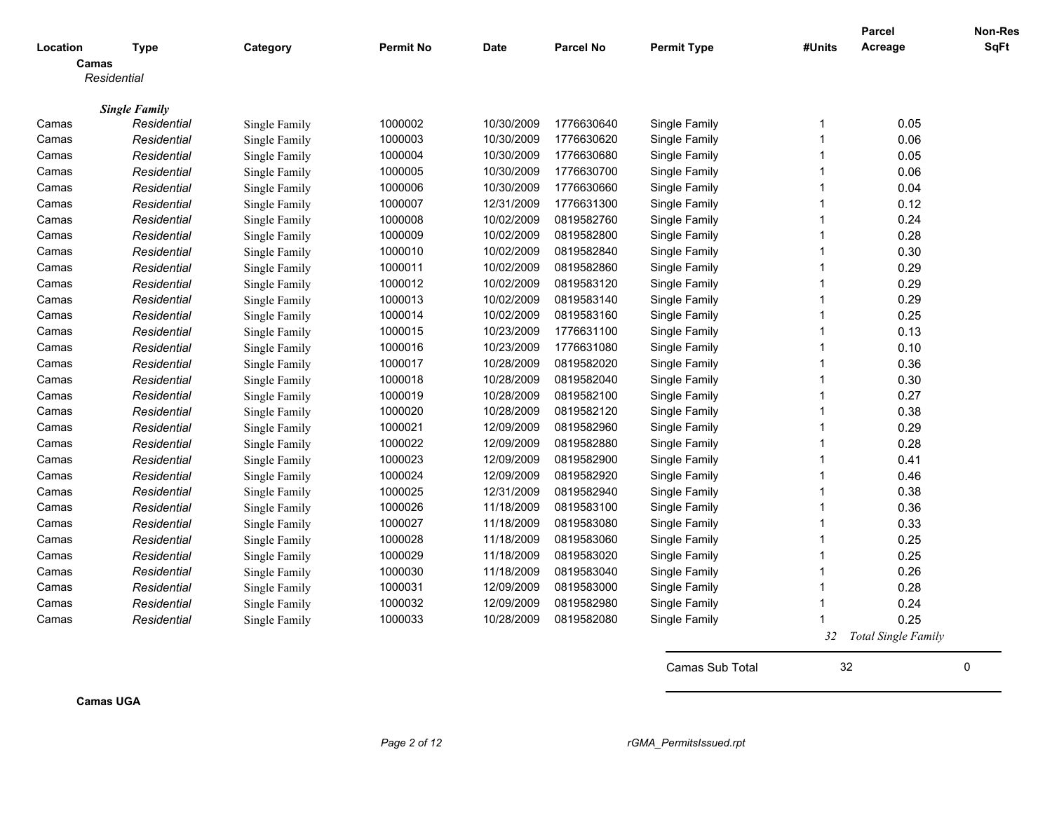| Location | Type | Category | Permit No | Date | Parcel No | Permit Type | #Units | Parcel Acreage | Non-Res SqFt |
|---|---|---|---|---|---|---|---|---|---|
| **Camas** | | | | | | | | | |
| *Residential* | | | | | | | | | |
| ***Single Family*** | | | | | | | | | |
| Camas | *Residential* | Single Family | 1000002 | 10/30/2009 | 1776630640 | Single Family | 1 | 0.05 | |
| Camas | *Residential* | Single Family | 1000003 | 10/30/2009 | 1776630620 | Single Family | 1 | 0.06 | |
| Camas | *Residential* | Single Family | 1000004 | 10/30/2009 | 1776630680 | Single Family | 1 | 0.05 | |
| Camas | *Residential* | Single Family | 1000005 | 10/30/2009 | 1776630700 | Single Family | 1 | 0.06 | |
| Camas | *Residential* | Single Family | 1000006 | 10/30/2009 | 1776630660 | Single Family | 1 | 0.04 | |
| Camas | *Residential* | Single Family | 1000007 | 12/31/2009 | 1776631300 | Single Family | 1 | 0.12 | |
| Camas | *Residential* | Single Family | 1000008 | 10/02/2009 | 0819582760 | Single Family | 1 | 0.24 | |
| Camas | *Residential* | Single Family | 1000009 | 10/02/2009 | 0819582800 | Single Family | 1 | 0.28 | |
| Camas | *Residential* | Single Family | 1000010 | 10/02/2009 | 0819582840 | Single Family | 1 | 0.30 | |
| Camas | *Residential* | Single Family | 1000011 | 10/02/2009 | 0819582860 | Single Family | 1 | 0.29 | |
| Camas | *Residential* | Single Family | 1000012 | 10/02/2009 | 0819583120 | Single Family | 1 | 0.29 | |
| Camas | *Residential* | Single Family | 1000013 | 10/02/2009 | 0819583140 | Single Family | 1 | 0.29 | |
| Camas | *Residential* | Single Family | 1000014 | 10/02/2009 | 0819583160 | Single Family | 1 | 0.25 | |
| Camas | *Residential* | Single Family | 1000015 | 10/23/2009 | 1776631100 | Single Family | 1 | 0.13 | |
| Camas | *Residential* | Single Family | 1000016 | 10/23/2009 | 1776631080 | Single Family | 1 | 0.10 | |
| Camas | *Residential* | Single Family | 1000017 | 10/28/2009 | 0819582020 | Single Family | 1 | 0.36 | |
| Camas | *Residential* | Single Family | 1000018 | 10/28/2009 | 0819582040 | Single Family | 1 | 0.30 | |
| Camas | *Residential* | Single Family | 1000019 | 10/28/2009 | 0819582100 | Single Family | 1 | 0.27 | |
| Camas | *Residential* | Single Family | 1000020 | 10/28/2009 | 0819582120 | Single Family | 1 | 0.38 | |
| Camas | *Residential* | Single Family | 1000021 | 12/09/2009 | 0819582960 | Single Family | 1 | 0.29 | |
| Camas | *Residential* | Single Family | 1000022 | 12/09/2009 | 0819582880 | Single Family | 1 | 0.28 | |
| Camas | *Residential* | Single Family | 1000023 | 12/09/2009 | 0819582900 | Single Family | 1 | 0.41 | |
| Camas | *Residential* | Single Family | 1000024 | 12/09/2009 | 0819582920 | Single Family | 1 | 0.46 | |
| Camas | *Residential* | Single Family | 1000025 | 12/31/2009 | 0819582940 | Single Family | 1 | 0.38 | |
| Camas | *Residential* | Single Family | 1000026 | 11/18/2009 | 0819583100 | Single Family | 1 | 0.36 | |
| Camas | *Residential* | Single Family | 1000027 | 11/18/2009 | 0819583080 | Single Family | 1 | 0.33 | |
| Camas | *Residential* | Single Family | 1000028 | 11/18/2009 | 0819583060 | Single Family | 1 | 0.25 | |
| Camas | *Residential* | Single Family | 1000029 | 11/18/2009 | 0819583020 | Single Family | 1 | 0.25 | |
| Camas | *Residential* | Single Family | 1000030 | 11/18/2009 | 0819583040 | Single Family | 1 | 0.26 | |
| Camas | *Residential* | Single Family | 1000031 | 12/09/2009 | 0819583000 | Single Family | 1 | 0.28 | |
| Camas | *Residential* | Single Family | 1000032 | 12/09/2009 | 0819582980 | Single Family | 1 | 0.24 | |
| Camas | *Residential* | Single Family | 1000033 | 10/28/2009 | 0819582080 | Single Family | 1 | 0.25 | |
| | | | | | | | *32* | *Total Single Family* | |
| | | | | | | Camas Sub Total | 32 | | 0 |

**Camas UGA**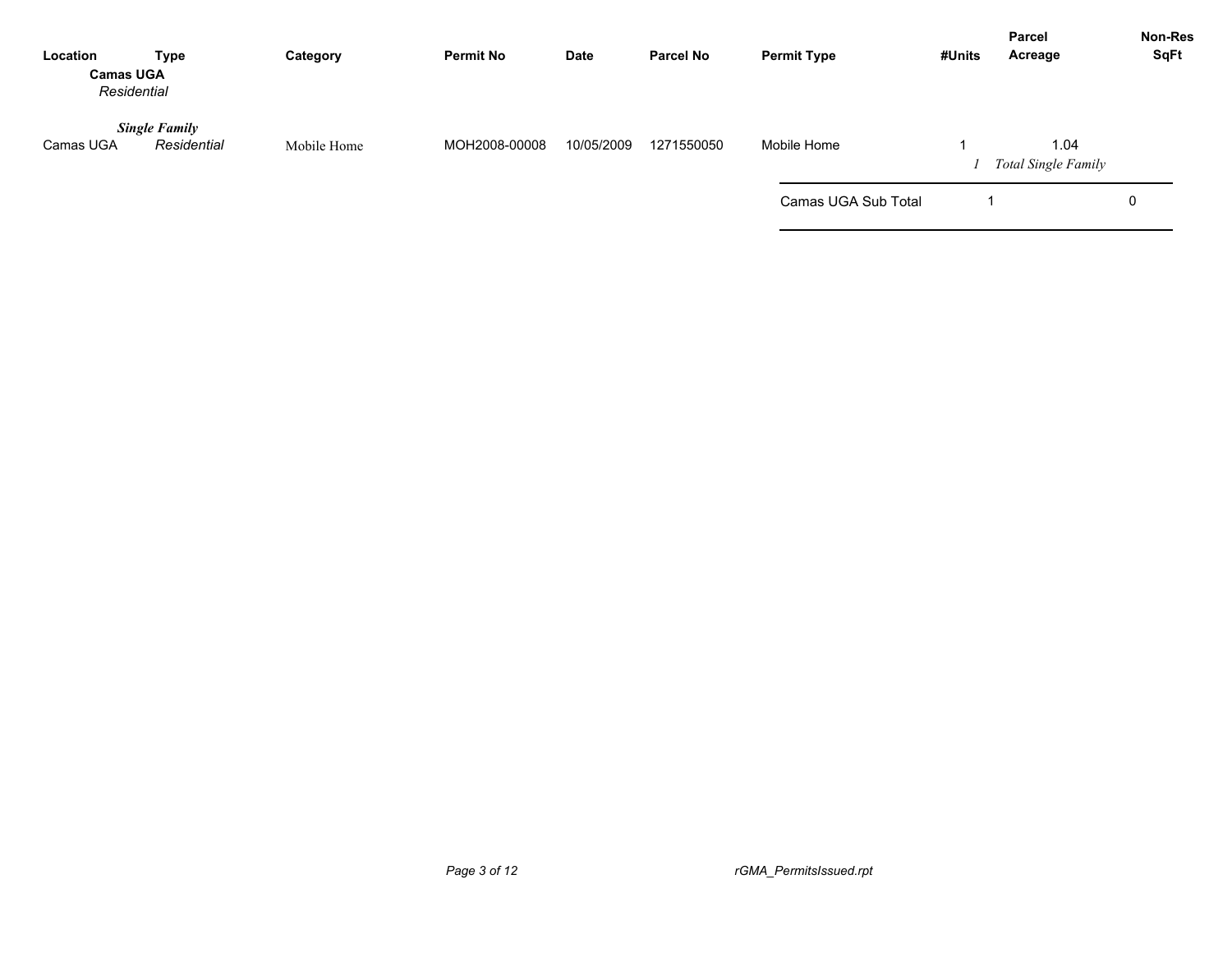| Location | Type | Category | Permit No | Date | Parcel No | Permit Type | #Units | Parcel Acreage | Non-Res SqFt |
|---|---|---|---|---|---|---|---|---|---|
| **Camas UGA** | | | | | | | | | |
| *Residential* | | | | | | | | | |
| | ***Single Family*** | | | | | | | | |
| Camas UGA | *Residential* | Mobile Home | MOH2008-00008 | 10/05/2009 | 1271550050 | Mobile Home | 1 | 1.04 | |
| | | | | | | | *1* | *Total Single Family* | |
| | | | | | | Camas UGA Sub Total | 1 | | 0 |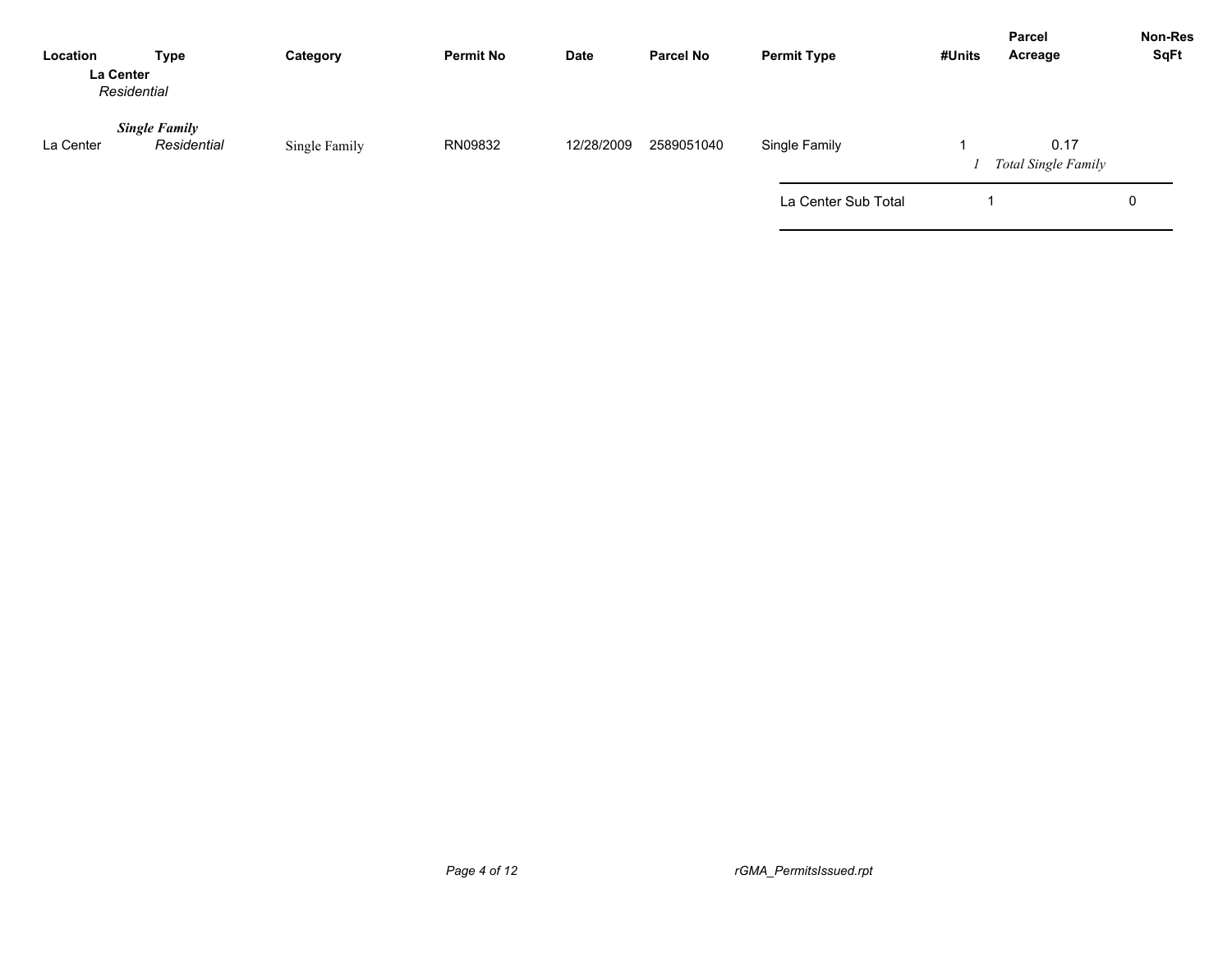| Location | Type | Category | Permit No | Date | Parcel No | Permit Type | #Units | Parcel Acreage | Non-Res SqFt |
|---|---|---|---|---|---|---|---|---|---|
| **La Center** | | | | | | | | | |
| *Residential* | | | | | | | | | |
| | ***Single Family*** | | | | | | | | |
| La Center | *Residential* | Single Family | RN09832 | 12/28/2009 | 2589051040 | Single Family | 1 | 0.17 | |
| | | | | | | | *1* | *Total Single Family* | |
| | | | | | | La Center Sub Total | 1 | | 0 |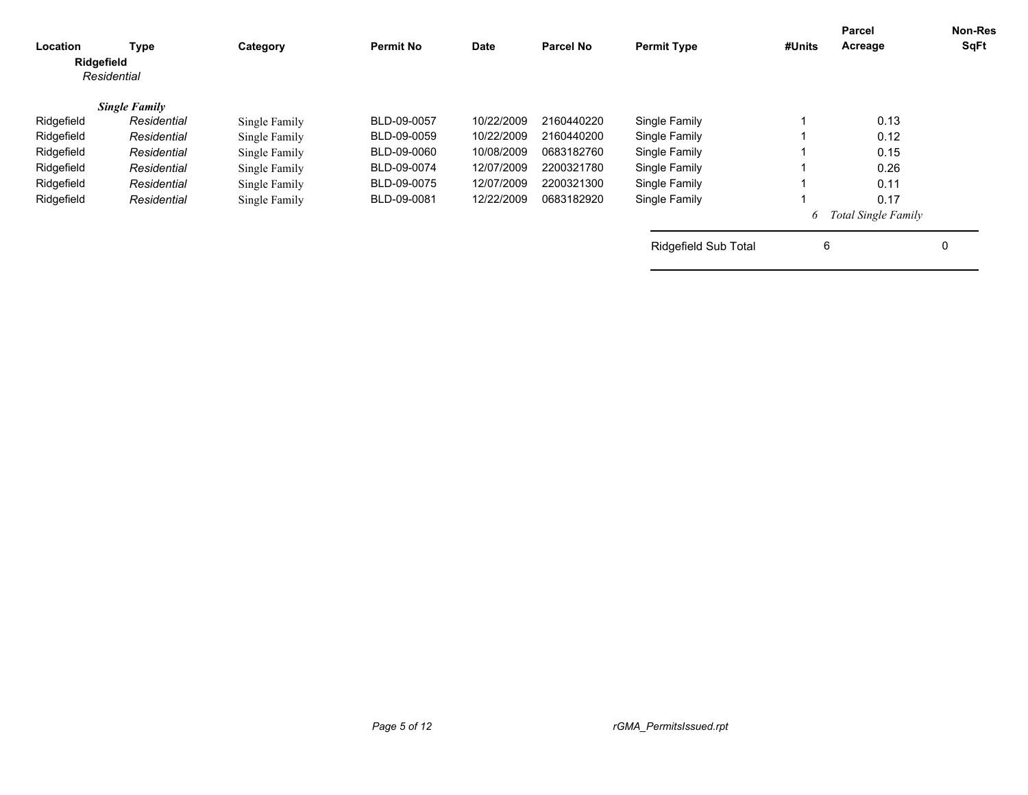| Location | Type | Category | Permit No | Date | Parcel No | Permit Type | #Units | Parcel Acreage | Non-Res SqFt |
|---|---|---|---|---|---|---|---|---|---|
| **Ridgefield** | | | | | | | | | |
| *Residential* | | | | | | | | | |
| ***Single Family*** | | | | | | | | | |
| Ridgefield | *Residential* | Single Family | BLD-09-0057 | 10/22/2009 | 2160440220 | Single Family | 1 | 0.13 | |
| Ridgefield | *Residential* | Single Family | BLD-09-0059 | 10/22/2009 | 2160440200 | Single Family | 1 | 0.12 | |
| Ridgefield | *Residential* | Single Family | BLD-09-0060 | 10/08/2009 | 0683182760 | Single Family | 1 | 0.15 | |
| Ridgefield | *Residential* | Single Family | BLD-09-0074 | 12/07/2009 | 2200321780 | Single Family | 1 | 0.26 | |
| Ridgefield | *Residential* | Single Family | BLD-09-0075 | 12/07/2009 | 2200321300 | Single Family | 1 | 0.11 | |
| Ridgefield | *Residential* | Single Family | BLD-09-0081 | 12/22/2009 | 0683182920 | Single Family | 1 | 0.17 | |
| | | | | | | | *6* | *Total Single Family* | |
| | | | | | | Ridgefield Sub Total | 6 | | 0 |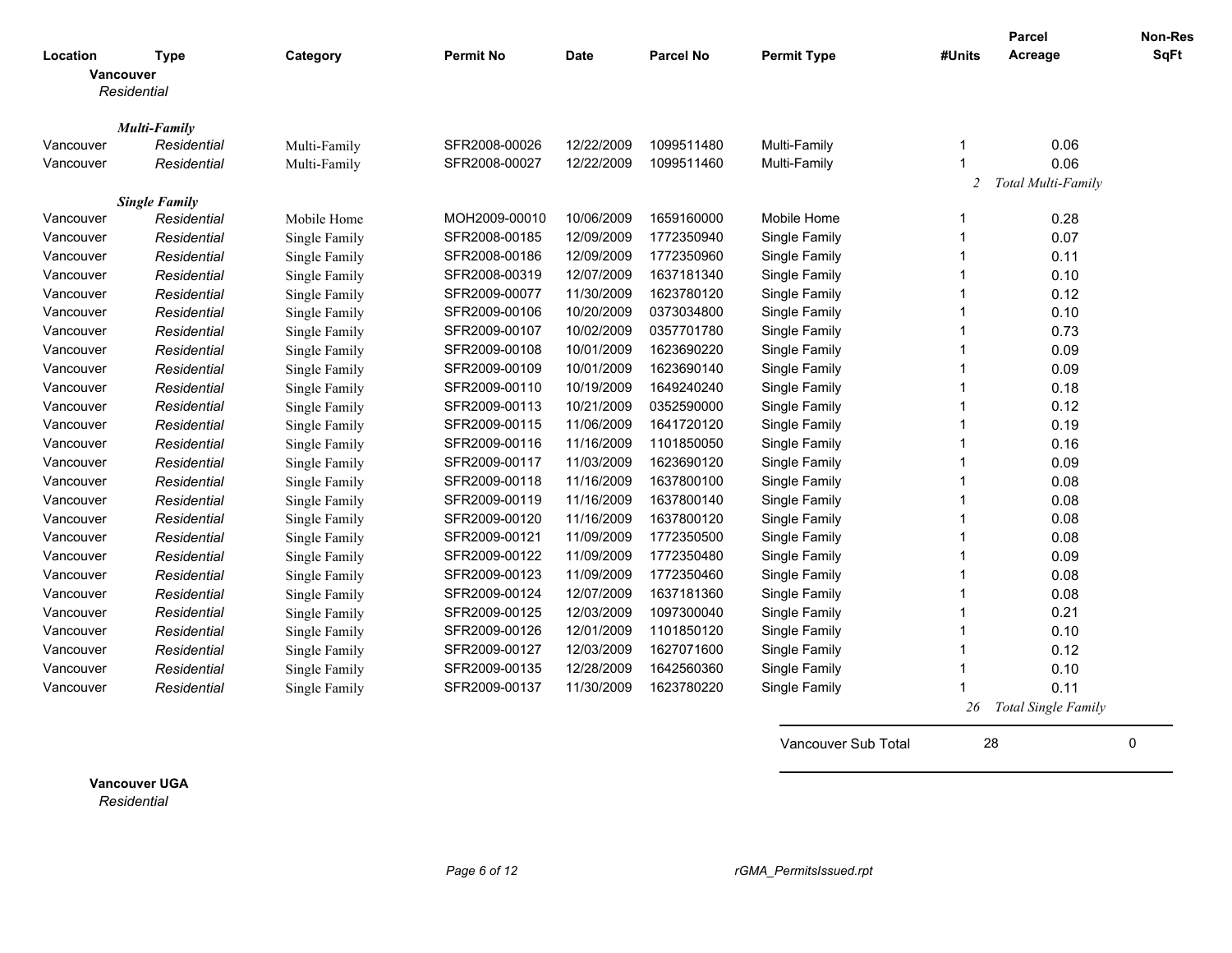| Location | Type | Category | Permit No | Date | Parcel No | Permit Type | #Units | Parcel Acreage | Non-Res SqFt |
|---|---|---|---|---|---|---|---|---|---|
| **Vancouver** | | | | | | | | | |
| *Residential* | | | | | | | | | |
| ***Multi-Family*** | | | | | | | | | |
| Vancouver | *Residential* | Multi-Family | SFR2008-00026 | 12/22/2009 | 1099511480 | Multi-Family | 1 | 0.06 | |
| Vancouver | *Residential* | Multi-Family | SFR2008-00027 | 12/22/2009 | 1099511460 | Multi-Family | 1 | 0.06 | |
| | | | | | | | *2* | *Total Multi-Family* | |
| ***Single Family*** | | | | | | | | | |
| Vancouver | *Residential* | Mobile Home | MOH2009-00010 | 10/06/2009 | 1659160000 | Mobile Home | 1 | 0.28 | |
| Vancouver | *Residential* | Single Family | SFR2008-00185 | 12/09/2009 | 1772350940 | Single Family | 1 | 0.07 | |
| Vancouver | *Residential* | Single Family | SFR2008-00186 | 12/09/2009 | 1772350960 | Single Family | 1 | 0.11 | |
| Vancouver | *Residential* | Single Family | SFR2008-00319 | 12/07/2009 | 1637181340 | Single Family | 1 | 0.10 | |
| Vancouver | *Residential* | Single Family | SFR2009-00077 | 11/30/2009 | 1623780120 | Single Family | 1 | 0.12 | |
| Vancouver | *Residential* | Single Family | SFR2009-00106 | 10/20/2009 | 0373034800 | Single Family | 1 | 0.10 | |
| Vancouver | *Residential* | Single Family | SFR2009-00107 | 10/02/2009 | 0357701780 | Single Family | 1 | 0.73 | |
| Vancouver | *Residential* | Single Family | SFR2009-00108 | 10/01/2009 | 1623690220 | Single Family | 1 | 0.09 | |
| Vancouver | *Residential* | Single Family | SFR2009-00109 | 10/01/2009 | 1623690140 | Single Family | 1 | 0.09 | |
| Vancouver | *Residential* | Single Family | SFR2009-00110 | 10/19/2009 | 1649240240 | Single Family | 1 | 0.18 | |
| Vancouver | *Residential* | Single Family | SFR2009-00113 | 10/21/2009 | 0352590000 | Single Family | 1 | 0.12 | |
| Vancouver | *Residential* | Single Family | SFR2009-00115 | 11/06/2009 | 1641720120 | Single Family | 1 | 0.19 | |
| Vancouver | *Residential* | Single Family | SFR2009-00116 | 11/16/2009 | 1101850050 | Single Family | 1 | 0.16 | |
| Vancouver | *Residential* | Single Family | SFR2009-00117 | 11/03/2009 | 1623690120 | Single Family | 1 | 0.09 | |
| Vancouver | *Residential* | Single Family | SFR2009-00118 | 11/16/2009 | 1637800100 | Single Family | 1 | 0.08 | |
| Vancouver | *Residential* | Single Family | SFR2009-00119 | 11/16/2009 | 1637800140 | Single Family | 1 | 0.08 | |
| Vancouver | *Residential* | Single Family | SFR2009-00120 | 11/16/2009 | 1637800120 | Single Family | 1 | 0.08 | |
| Vancouver | *Residential* | Single Family | SFR2009-00121 | 11/09/2009 | 1772350500 | Single Family | 1 | 0.08 | |
| Vancouver | *Residential* | Single Family | SFR2009-00122 | 11/09/2009 | 1772350480 | Single Family | 1 | 0.09 | |
| Vancouver | *Residential* | Single Family | SFR2009-00123 | 11/09/2009 | 1772350460 | Single Family | 1 | 0.08 | |
| Vancouver | *Residential* | Single Family | SFR2009-00124 | 12/07/2009 | 1637181360 | Single Family | 1 | 0.08 | |
| Vancouver | *Residential* | Single Family | SFR2009-00125 | 12/03/2009 | 1097300040 | Single Family | 1 | 0.21 | |
| Vancouver | *Residential* | Single Family | SFR2009-00126 | 12/01/2009 | 1101850120 | Single Family | 1 | 0.10 | |
| Vancouver | *Residential* | Single Family | SFR2009-00127 | 12/03/2009 | 1627071600 | Single Family | 1 | 0.12 | |
| Vancouver | *Residential* | Single Family | SFR2009-00135 | 12/28/2009 | 1642560360 | Single Family | 1 | 0.10 | |
| Vancouver | *Residential* | Single Family | SFR2009-00137 | 11/30/2009 | 1623780220 | Single Family | 1 | 0.11 | |
| | | | | | | | *26* | *Total Single Family* | |
| | | | | | | Vancouver Sub Total | 28 | | 0 |

**Vancouver UGA**

*Residential*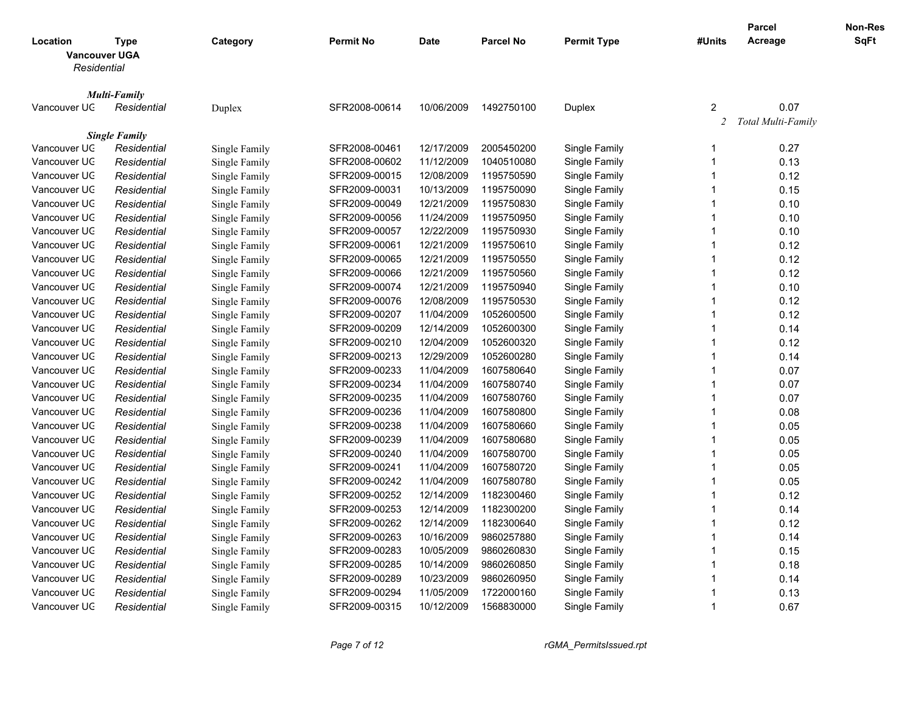| Location | Type | Category | Permit No | Date | Parcel No | Permit Type | #Units | Parcel Acreage | Non-Res SqFt |
|---|---|---|---|---|---|---|---|---|---|
| **Vancouver UGA** | | | | | | | | | |
| *Residential* | | | | | | | | | |
| | ***Multi-Family*** | | | | | | | | |
| Vancouver UG | *Residential* | Duplex | SFR2008-00614 | 10/06/2009 | 1492750100 | Duplex | 2 | 0.07 | |
| | | | | | | | *2* | *Total Multi-Family* | |
| | ***Single Family*** | | | | | | | | |
| Vancouver UG | *Residential* | Single Family | SFR2008-00461 | 12/17/2009 | 2005450200 | Single Family | 1 | 0.27 | |
| Vancouver UG | *Residential* | Single Family | SFR2008-00602 | 11/12/2009 | 1040510080 | Single Family | 1 | 0.13 | |
| Vancouver UG | *Residential* | Single Family | SFR2009-00015 | 12/08/2009 | 1195750590 | Single Family | 1 | 0.12 | |
| Vancouver UG | *Residential* | Single Family | SFR2009-00031 | 10/13/2009 | 1195750090 | Single Family | 1 | 0.15 | |
| Vancouver UG | *Residential* | Single Family | SFR2009-00049 | 12/21/2009 | 1195750830 | Single Family | 1 | 0.10 | |
| Vancouver UG | *Residential* | Single Family | SFR2009-00056 | 11/24/2009 | 1195750950 | Single Family | 1 | 0.10 | |
| Vancouver UG | *Residential* | Single Family | SFR2009-00057 | 12/22/2009 | 1195750930 | Single Family | 1 | 0.10 | |
| Vancouver UG | *Residential* | Single Family | SFR2009-00061 | 12/21/2009 | 1195750610 | Single Family | 1 | 0.12 | |
| Vancouver UG | *Residential* | Single Family | SFR2009-00065 | 12/21/2009 | 1195750550 | Single Family | 1 | 0.12 | |
| Vancouver UG | *Residential* | Single Family | SFR2009-00066 | 12/21/2009 | 1195750560 | Single Family | 1 | 0.12 | |
| Vancouver UG | *Residential* | Single Family | SFR2009-00074 | 12/21/2009 | 1195750940 | Single Family | 1 | 0.10 | |
| Vancouver UG | *Residential* | Single Family | SFR2009-00076 | 12/08/2009 | 1195750530 | Single Family | 1 | 0.12 | |
| Vancouver UG | *Residential* | Single Family | SFR2009-00207 | 11/04/2009 | 1052600500 | Single Family | 1 | 0.12 | |
| Vancouver UG | *Residential* | Single Family | SFR2009-00209 | 12/14/2009 | 1052600300 | Single Family | 1 | 0.14 | |
| Vancouver UG | *Residential* | Single Family | SFR2009-00210 | 12/04/2009 | 1052600320 | Single Family | 1 | 0.12 | |
| Vancouver UG | *Residential* | Single Family | SFR2009-00213 | 12/29/2009 | 1052600280 | Single Family | 1 | 0.14 | |
| Vancouver UG | *Residential* | Single Family | SFR2009-00233 | 11/04/2009 | 1607580640 | Single Family | 1 | 0.07 | |
| Vancouver UG | *Residential* | Single Family | SFR2009-00234 | 11/04/2009 | 1607580740 | Single Family | 1 | 0.07 | |
| Vancouver UG | *Residential* | Single Family | SFR2009-00235 | 11/04/2009 | 1607580760 | Single Family | 1 | 0.07 | |
| Vancouver UG | *Residential* | Single Family | SFR2009-00236 | 11/04/2009 | 1607580800 | Single Family | 1 | 0.08 | |
| Vancouver UG | *Residential* | Single Family | SFR2009-00238 | 11/04/2009 | 1607580660 | Single Family | 1 | 0.05 | |
| Vancouver UG | *Residential* | Single Family | SFR2009-00239 | 11/04/2009 | 1607580680 | Single Family | 1 | 0.05 | |
| Vancouver UG | *Residential* | Single Family | SFR2009-00240 | 11/04/2009 | 1607580700 | Single Family | 1 | 0.05 | |
| Vancouver UG | *Residential* | Single Family | SFR2009-00241 | 11/04/2009 | 1607580720 | Single Family | 1 | 0.05 | |
| Vancouver UG | *Residential* | Single Family | SFR2009-00242 | 11/04/2009 | 1607580780 | Single Family | 1 | 0.05 | |
| Vancouver UG | *Residential* | Single Family | SFR2009-00252 | 12/14/2009 | 1182300460 | Single Family | 1 | 0.12 | |
| Vancouver UG | *Residential* | Single Family | SFR2009-00253 | 12/14/2009 | 1182300200 | Single Family | 1 | 0.14 | |
| Vancouver UG | *Residential* | Single Family | SFR2009-00262 | 12/14/2009 | 1182300640 | Single Family | 1 | 0.12 | |
| Vancouver UG | *Residential* | Single Family | SFR2009-00263 | 10/16/2009 | 9860257880 | Single Family | 1 | 0.14 | |
| Vancouver UG | *Residential* | Single Family | SFR2009-00283 | 10/05/2009 | 9860260830 | Single Family | 1 | 0.15 | |
| Vancouver UG | *Residential* | Single Family | SFR2009-00285 | 10/14/2009 | 9860260850 | Single Family | 1 | 0.18 | |
| Vancouver UG | *Residential* | Single Family | SFR2009-00289 | 10/23/2009 | 9860260950 | Single Family | 1 | 0.14 | |
| Vancouver UG | *Residential* | Single Family | SFR2009-00294 | 11/05/2009 | 1722000160 | Single Family | 1 | 0.13 | |
| Vancouver UG | *Residential* | Single Family | SFR2009-00315 | 10/12/2009 | 1568830000 | Single Family | 1 | 0.67 | |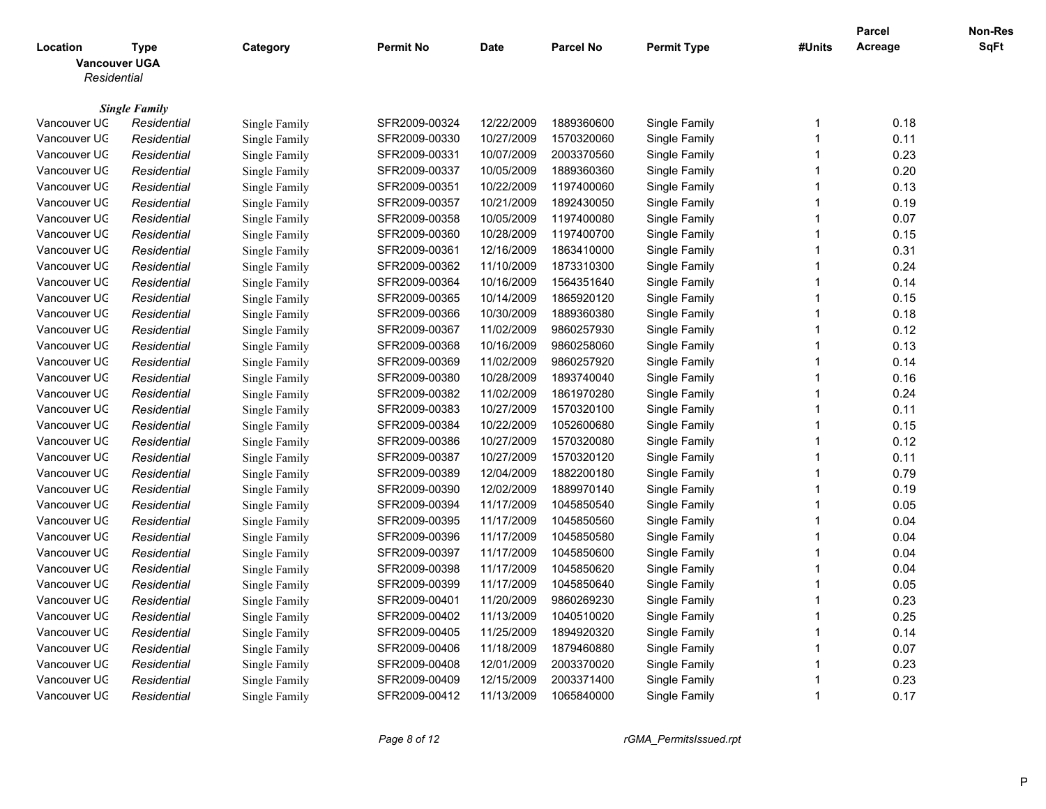| Location | Type | Category | Permit No | Date | Parcel No | Permit Type | #Units | Parcel Acreage | Non-Res SqFt |
|---|---|---|---|---|---|---|---|---|---|
| **Vancouver UGA** | | | | | | | | | |
| *Residential* | | | | | | | | | |
| ***Single Family*** | | | | | | | | | |
| Vancouver UG | *Residential* | Single Family | SFR2009-00324 | 12/22/2009 | 1889360600 | Single Family | 1 | 0.18 | |
| Vancouver UG | *Residential* | Single Family | SFR2009-00330 | 10/27/2009 | 1570320060 | Single Family | 1 | 0.11 | |
| Vancouver UG | *Residential* | Single Family | SFR2009-00331 | 10/07/2009 | 2003370560 | Single Family | 1 | 0.23 | |
| Vancouver UG | *Residential* | Single Family | SFR2009-00337 | 10/05/2009 | 1889360360 | Single Family | 1 | 0.20 | |
| Vancouver UG | *Residential* | Single Family | SFR2009-00351 | 10/22/2009 | 1197400060 | Single Family | 1 | 0.13 | |
| Vancouver UG | *Residential* | Single Family | SFR2009-00357 | 10/21/2009 | 1892430050 | Single Family | 1 | 0.19 | |
| Vancouver UG | *Residential* | Single Family | SFR2009-00358 | 10/05/2009 | 1197400080 | Single Family | 1 | 0.07 | |
| Vancouver UG | *Residential* | Single Family | SFR2009-00360 | 10/28/2009 | 1197400700 | Single Family | 1 | 0.15 | |
| Vancouver UG | *Residential* | Single Family | SFR2009-00361 | 12/16/2009 | 1863410000 | Single Family | 1 | 0.31 | |
| Vancouver UG | *Residential* | Single Family | SFR2009-00362 | 11/10/2009 | 1873310300 | Single Family | 1 | 0.24 | |
| Vancouver UG | *Residential* | Single Family | SFR2009-00364 | 10/16/2009 | 1564351640 | Single Family | 1 | 0.14 | |
| Vancouver UG | *Residential* | Single Family | SFR2009-00365 | 10/14/2009 | 1865920120 | Single Family | 1 | 0.15 | |
| Vancouver UG | *Residential* | Single Family | SFR2009-00366 | 10/30/2009 | 1889360380 | Single Family | 1 | 0.18 | |
| Vancouver UG | *Residential* | Single Family | SFR2009-00367 | 11/02/2009 | 9860257930 | Single Family | 1 | 0.12 | |
| Vancouver UG | *Residential* | Single Family | SFR2009-00368 | 10/16/2009 | 9860258060 | Single Family | 1 | 0.13 | |
| Vancouver UG | *Residential* | Single Family | SFR2009-00369 | 11/02/2009 | 9860257920 | Single Family | 1 | 0.14 | |
| Vancouver UG | *Residential* | Single Family | SFR2009-00380 | 10/28/2009 | 1893740040 | Single Family | 1 | 0.16 | |
| Vancouver UG | *Residential* | Single Family | SFR2009-00382 | 11/02/2009 | 1861970280 | Single Family | 1 | 0.24 | |
| Vancouver UG | *Residential* | Single Family | SFR2009-00383 | 10/27/2009 | 1570320100 | Single Family | 1 | 0.11 | |
| Vancouver UG | *Residential* | Single Family | SFR2009-00384 | 10/22/2009 | 1052600680 | Single Family | 1 | 0.15 | |
| Vancouver UG | *Residential* | Single Family | SFR2009-00386 | 10/27/2009 | 1570320080 | Single Family | 1 | 0.12 | |
| Vancouver UG | *Residential* | Single Family | SFR2009-00387 | 10/27/2009 | 1570320120 | Single Family | 1 | 0.11 | |
| Vancouver UG | *Residential* | Single Family | SFR2009-00389 | 12/04/2009 | 1882200180 | Single Family | 1 | 0.79 | |
| Vancouver UG | *Residential* | Single Family | SFR2009-00390 | 12/02/2009 | 1889970140 | Single Family | 1 | 0.19 | |
| Vancouver UG | *Residential* | Single Family | SFR2009-00394 | 11/17/2009 | 1045850540 | Single Family | 1 | 0.05 | |
| Vancouver UG | *Residential* | Single Family | SFR2009-00395 | 11/17/2009 | 1045850560 | Single Family | 1 | 0.04 | |
| Vancouver UG | *Residential* | Single Family | SFR2009-00396 | 11/17/2009 | 1045850580 | Single Family | 1 | 0.04 | |
| Vancouver UG | *Residential* | Single Family | SFR2009-00397 | 11/17/2009 | 1045850600 | Single Family | 1 | 0.04 | |
| Vancouver UG | *Residential* | Single Family | SFR2009-00398 | 11/17/2009 | 1045850620 | Single Family | 1 | 0.04 | |
| Vancouver UG | *Residential* | Single Family | SFR2009-00399 | 11/17/2009 | 1045850640 | Single Family | 1 | 0.05 | |
| Vancouver UG | *Residential* | Single Family | SFR2009-00401 | 11/20/2009 | 9860269230 | Single Family | 1 | 0.23 | |
| Vancouver UG | *Residential* | Single Family | SFR2009-00402 | 11/13/2009 | 1040510020 | Single Family | 1 | 0.25 | |
| Vancouver UG | *Residential* | Single Family | SFR2009-00405 | 11/25/2009 | 1894920320 | Single Family | 1 | 0.14 | |
| Vancouver UG | *Residential* | Single Family | SFR2009-00406 | 11/18/2009 | 1879460880 | Single Family | 1 | 0.07 | |
| Vancouver UG | *Residential* | Single Family | SFR2009-00408 | 12/01/2009 | 2003370020 | Single Family | 1 | 0.23 | |
| Vancouver UG | *Residential* | Single Family | SFR2009-00409 | 12/15/2009 | 2003371400 | Single Family | 1 | 0.23 | |
| Vancouver UG | *Residential* | Single Family | SFR2009-00412 | 11/13/2009 | 1065840000 | Single Family | 1 | 0.17 | |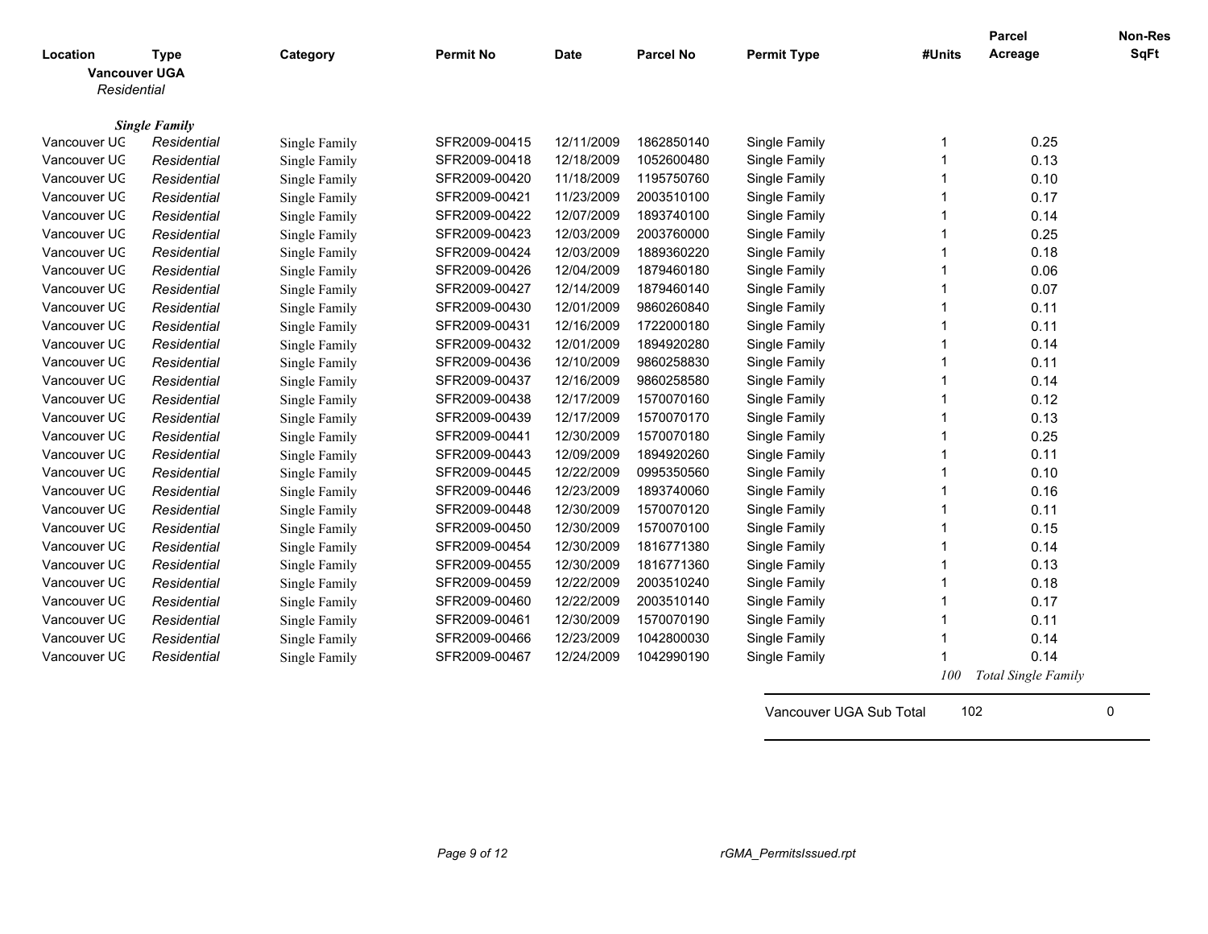| Location | Type | Category | Permit No | Date | Parcel No | Permit Type | #Units | Parcel Acreage | Non-Res SqFt |
|---|---|---|---|---|---|---|---|---|---|

**Vancouver UGA**

*Residential*

***Single Family***

| Location | Type | Category | Permit No | Date | Parcel No | Permit Type | #Units | Parcel Acreage | Non-Res SqFt |
|---|---|---|---|---|---|---|---|---|---|
| Vancouver UG | *Residential* | Single Family | SFR2009-00415 | 12/11/2009 | 1862850140 | Single Family | 1 | 0.25 | |
| Vancouver UG | *Residential* | Single Family | SFR2009-00418 | 12/18/2009 | 1052600480 | Single Family | 1 | 0.13 | |
| Vancouver UG | *Residential* | Single Family | SFR2009-00420 | 11/18/2009 | 1195750760 | Single Family | 1 | 0.10 | |
| Vancouver UG | *Residential* | Single Family | SFR2009-00421 | 11/23/2009 | 2003510100 | Single Family | 1 | 0.17 | |
| Vancouver UG | *Residential* | Single Family | SFR2009-00422 | 12/07/2009 | 1893740100 | Single Family | 1 | 0.14 | |
| Vancouver UG | *Residential* | Single Family | SFR2009-00423 | 12/03/2009 | 2003760000 | Single Family | 1 | 0.25 | |
| Vancouver UG | *Residential* | Single Family | SFR2009-00424 | 12/03/2009 | 1889360220 | Single Family | 1 | 0.18 | |
| Vancouver UG | *Residential* | Single Family | SFR2009-00426 | 12/04/2009 | 1879460180 | Single Family | 1 | 0.06 | |
| Vancouver UG | *Residential* | Single Family | SFR2009-00427 | 12/14/2009 | 1879460140 | Single Family | 1 | 0.07 | |
| Vancouver UG | *Residential* | Single Family | SFR2009-00430 | 12/01/2009 | 9860260840 | Single Family | 1 | 0.11 | |
| Vancouver UG | *Residential* | Single Family | SFR2009-00431 | 12/16/2009 | 1722000180 | Single Family | 1 | 0.11 | |
| Vancouver UG | *Residential* | Single Family | SFR2009-00432 | 12/01/2009 | 1894920280 | Single Family | 1 | 0.14 | |
| Vancouver UG | *Residential* | Single Family | SFR2009-00436 | 12/10/2009 | 9860258830 | Single Family | 1 | 0.11 | |
| Vancouver UG | *Residential* | Single Family | SFR2009-00437 | 12/16/2009 | 9860258580 | Single Family | 1 | 0.14 | |
| Vancouver UG | *Residential* | Single Family | SFR2009-00438 | 12/17/2009 | 1570070160 | Single Family | 1 | 0.12 | |
| Vancouver UG | *Residential* | Single Family | SFR2009-00439 | 12/17/2009 | 1570070170 | Single Family | 1 | 0.13 | |
| Vancouver UG | *Residential* | Single Family | SFR2009-00441 | 12/30/2009 | 1570070180 | Single Family | 1 | 0.25 | |
| Vancouver UG | *Residential* | Single Family | SFR2009-00443 | 12/09/2009 | 1894920260 | Single Family | 1 | 0.11 | |
| Vancouver UG | *Residential* | Single Family | SFR2009-00445 | 12/22/2009 | 0995350560 | Single Family | 1 | 0.10 | |
| Vancouver UG | *Residential* | Single Family | SFR2009-00446 | 12/23/2009 | 1893740060 | Single Family | 1 | 0.16 | |
| Vancouver UG | *Residential* | Single Family | SFR2009-00448 | 12/30/2009 | 1570070120 | Single Family | 1 | 0.11 | |
| Vancouver UG | *Residential* | Single Family | SFR2009-00450 | 12/30/2009 | 1570070100 | Single Family | 1 | 0.15 | |
| Vancouver UG | *Residential* | Single Family | SFR2009-00454 | 12/30/2009 | 1816771380 | Single Family | 1 | 0.14 | |
| Vancouver UG | *Residential* | Single Family | SFR2009-00455 | 12/30/2009 | 1816771360 | Single Family | 1 | 0.13 | |
| Vancouver UG | *Residential* | Single Family | SFR2009-00459 | 12/22/2009 | 2003510240 | Single Family | 1 | 0.18 | |
| Vancouver UG | *Residential* | Single Family | SFR2009-00460 | 12/22/2009 | 2003510140 | Single Family | 1 | 0.17 | |
| Vancouver UG | *Residential* | Single Family | SFR2009-00461 | 12/30/2009 | 1570070190 | Single Family | 1 | 0.11 | |
| Vancouver UG | *Residential* | Single Family | SFR2009-00466 | 12/23/2009 | 1042800030 | Single Family | 1 | 0.14 | |
| Vancouver UG | *Residential* | Single Family | SFR2009-00467 | 12/24/2009 | 1042990190 | Single Family | 1 | 0.14 | |
| | | | | | | | *100* | *Total Single Family* | |

| | #Units | Non-Res SqFt |
|---|---|---|
| Vancouver UGA Sub Total | 102 | 0 |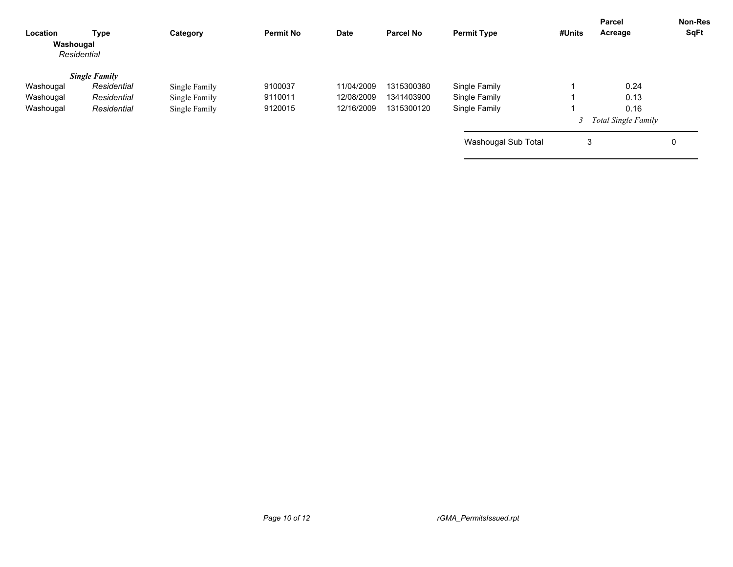| Location | Type | Category | Permit No | Date | Parcel No | Permit Type | #Units | Parcel Acreage | Non-Res SqFt |
|---|---|---|---|---|---|---|---|---|---|
| **Washougal** | | | | | | | | | |
| *Residential* | | | | | | | | | |
| ***Single Family*** | | | | | | | | | |
| Washougal | *Residential* | Single Family | 9100037 | 11/04/2009 | 1315300380 | Single Family | 1 | 0.24 | |
| Washougal | *Residential* | Single Family | 9110011 | 12/08/2009 | 1341403900 | Single Family | 1 | 0.13 | |
| Washougal | *Residential* | Single Family | 9120015 | 12/16/2009 | 1315300120 | Single Family | 1 | 0.16 | |
| | | | | | | | *3* | *Total Single Family* | |
| | | | | | | Washougal Sub Total | 3 | | 0 |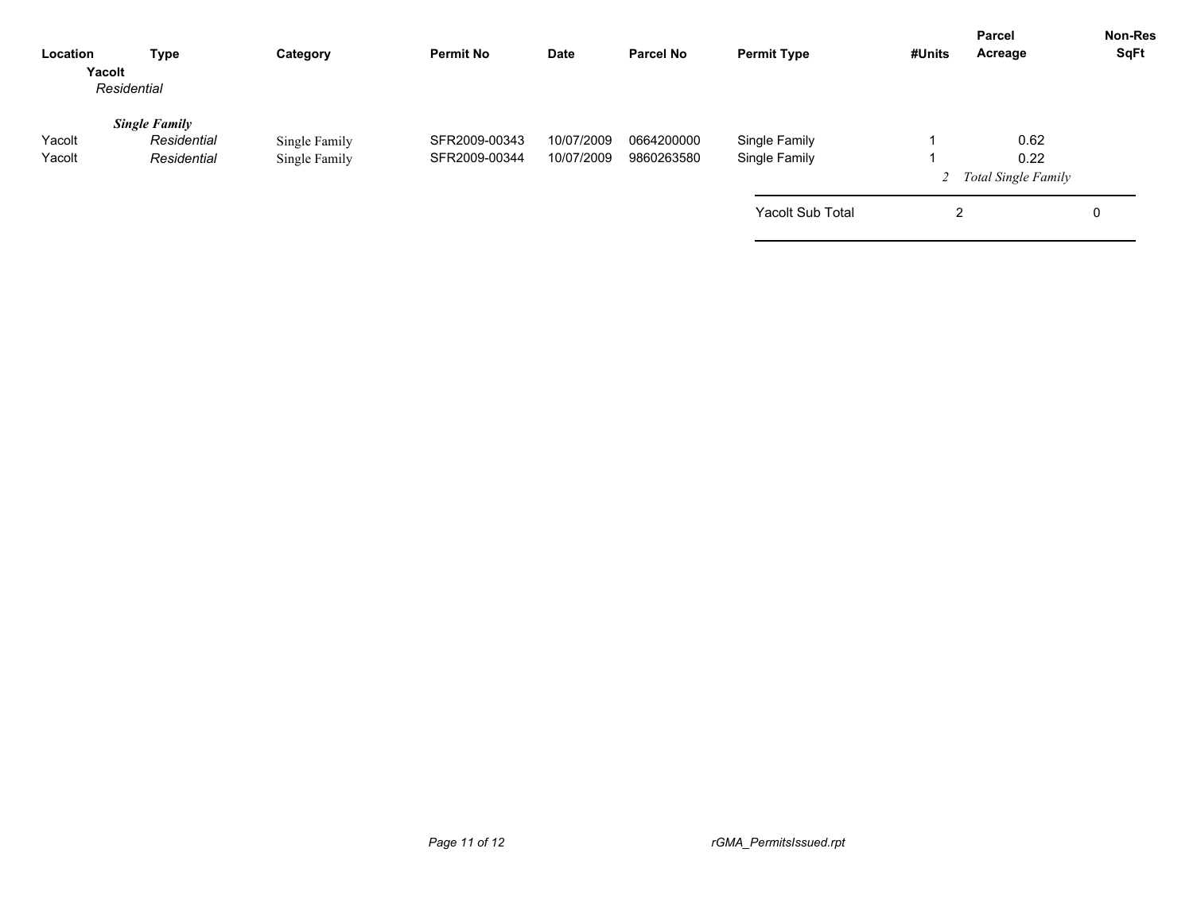| Location | Type | Category | Permit No | Date | Parcel No | Permit Type | #Units | Parcel Acreage | Non-Res SqFt |
|---|---|---|---|---|---|---|---|---|---|
| **Yacolt** | | | | | | | | | |
| *Residential* | | | | | | | | | |
| | ***Single Family*** | | | | | | | | |
| Yacolt | *Residential* | Single Family | SFR2009-00343 | 10/07/2009 | 0664200000 | Single Family | 1 | 0.62 | |
| Yacolt | *Residential* | Single Family | SFR2009-00344 | 10/07/2009 | 9860263580 | Single Family | 1 | 0.22 | |
| | | | | | | | *2* | *Total Single Family* | |
| | | | | | | Yacolt Sub Total | 2 | | 0 |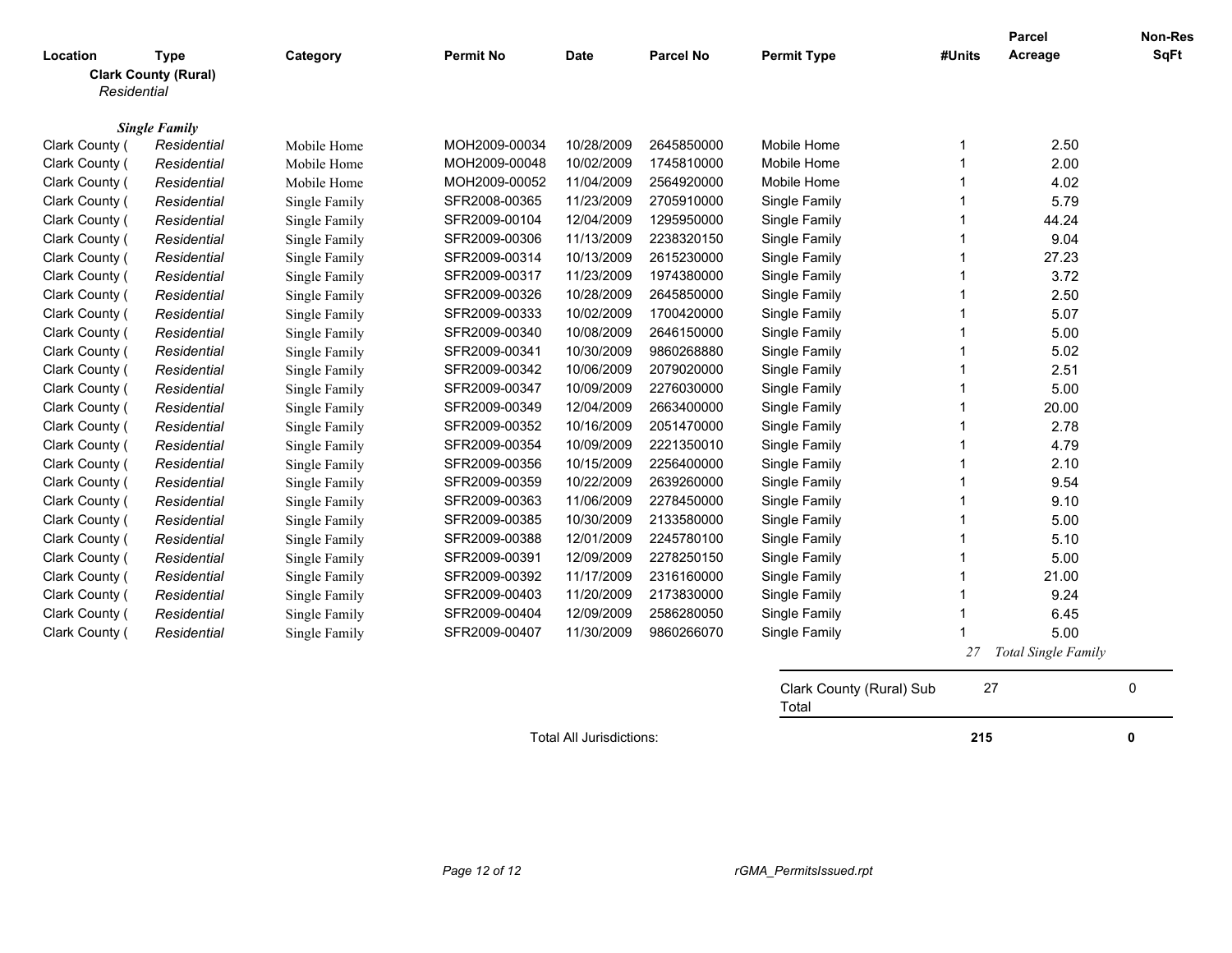| Location | Type | Category | Permit No | Date | Parcel No | Permit Type | #Units | Parcel Acreage | Non-Res SqFt |
|---|---|---|---|---|---|---|---|---|---|
| **Clark County (Rural)** | | | | | | | | | |
| *Residential* | | | | | | | | | |
| ***Single Family*** | | | | | | | | | |
| Clark County ( | *Residential* | Mobile Home | MOH2009-00034 | 10/28/2009 | 2645850000 | Mobile Home | 1 | 2.50 | |
| Clark County ( | *Residential* | Mobile Home | MOH2009-00048 | 10/02/2009 | 1745810000 | Mobile Home | 1 | 2.00 | |
| Clark County ( | *Residential* | Mobile Home | MOH2009-00052 | 11/04/2009 | 2564920000 | Mobile Home | 1 | 4.02 | |
| Clark County ( | *Residential* | Single Family | SFR2008-00365 | 11/23/2009 | 2705910000 | Single Family | 1 | 5.79 | |
| Clark County ( | *Residential* | Single Family | SFR2009-00104 | 12/04/2009 | 1295950000 | Single Family | 1 | 44.24 | |
| Clark County ( | *Residential* | Single Family | SFR2009-00306 | 11/13/2009 | 2238320150 | Single Family | 1 | 9.04 | |
| Clark County ( | *Residential* | Single Family | SFR2009-00314 | 10/13/2009 | 2615230000 | Single Family | 1 | 27.23 | |
| Clark County ( | *Residential* | Single Family | SFR2009-00317 | 11/23/2009 | 1974380000 | Single Family | 1 | 3.72 | |
| Clark County ( | *Residential* | Single Family | SFR2009-00326 | 10/28/2009 | 2645850000 | Single Family | 1 | 2.50 | |
| Clark County ( | *Residential* | Single Family | SFR2009-00333 | 10/02/2009 | 1700420000 | Single Family | 1 | 5.07 | |
| Clark County ( | *Residential* | Single Family | SFR2009-00340 | 10/08/2009 | 2646150000 | Single Family | 1 | 5.00 | |
| Clark County ( | *Residential* | Single Family | SFR2009-00341 | 10/30/2009 | 9860268880 | Single Family | 1 | 5.02 | |
| Clark County ( | *Residential* | Single Family | SFR2009-00342 | 10/06/2009 | 2079020000 | Single Family | 1 | 2.51 | |
| Clark County ( | *Residential* | Single Family | SFR2009-00347 | 10/09/2009 | 2276030000 | Single Family | 1 | 5.00 | |
| Clark County ( | *Residential* | Single Family | SFR2009-00349 | 12/04/2009 | 2663400000 | Single Family | 1 | 20.00 | |
| Clark County ( | *Residential* | Single Family | SFR2009-00352 | 10/16/2009 | 2051470000 | Single Family | 1 | 2.78 | |
| Clark County ( | *Residential* | Single Family | SFR2009-00354 | 10/09/2009 | 2221350010 | Single Family | 1 | 4.79 | |
| Clark County ( | *Residential* | Single Family | SFR2009-00356 | 10/15/2009 | 2256400000 | Single Family | 1 | 2.10 | |
| Clark County ( | *Residential* | Single Family | SFR2009-00359 | 10/22/2009 | 2639260000 | Single Family | 1 | 9.54 | |
| Clark County ( | *Residential* | Single Family | SFR2009-00363 | 11/06/2009 | 2278450000 | Single Family | 1 | 9.10 | |
| Clark County ( | *Residential* | Single Family | SFR2009-00385 | 10/30/2009 | 2133580000 | Single Family | 1 | 5.00 | |
| Clark County ( | *Residential* | Single Family | SFR2009-00388 | 12/01/2009 | 2245780100 | Single Family | 1 | 5.10 | |
| Clark County ( | *Residential* | Single Family | SFR2009-00391 | 12/09/2009 | 2278250150 | Single Family | 1 | 5.00 | |
| Clark County ( | *Residential* | Single Family | SFR2009-00392 | 11/17/2009 | 2316160000 | Single Family | 1 | 21.00 | |
| Clark County ( | *Residential* | Single Family | SFR2009-00403 | 11/20/2009 | 2173830000 | Single Family | 1 | 9.24 | |
| Clark County ( | *Residential* | Single Family | SFR2009-00404 | 12/09/2009 | 2586280050 | Single Family | 1 | 6.45 | |
| Clark County ( | *Residential* | Single Family | SFR2009-00407 | 11/30/2009 | 9860266070 | Single Family | 1 | 5.00 | |
| | | | | | | | *27* | *Total Single Family* | |
| | | | | | | Clark County (Rural) Sub Total | 27 | | 0 |
| | | | | Total All Jurisdictions: | | | **215** | | **0** |